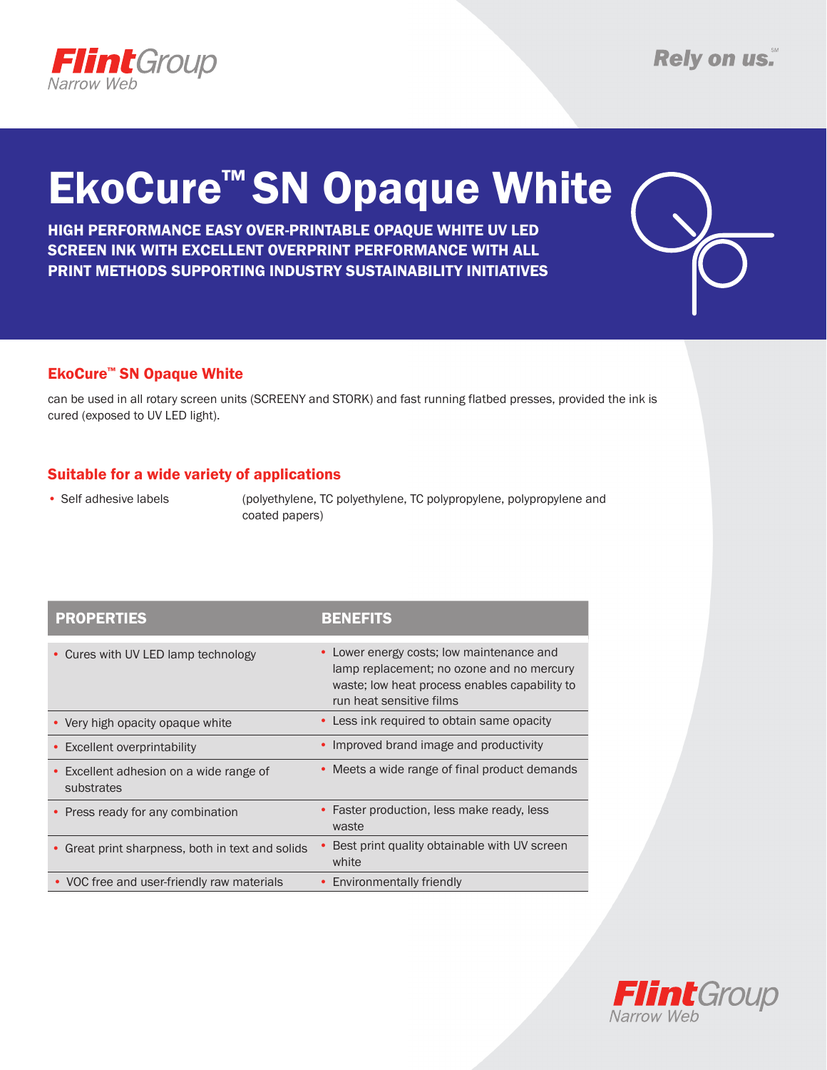FlintGroup Narrow Web

Rely on us.℠

# EkoCure™ SN Opaque White

**HIGH PERFORMANCE EASY OVER-PRINTABLE OPAQUE WHITE UV LED SCREEN INK WITH EXCELLENT OVERPRINT PERFORMANCE WITH ALL PRINT METHODS SUPPORTING INDUSTRY SUSTAINABILITY INITIATIVES**

## EkoCure™ SN Opaque White

can be used in all rotary screen units (SCREENY and STORK) and fast running flatbed presses, provided the ink is cured (exposed to UV LED light).

## Suitable for a wide variety of applications

- Self adhesive labels (polyethylene, TC polyethylene, TC polypropylene, polypropylene and coated papers)

| PROPERTIES | BENEFITS |
|---|---|
| • Cures with UV LED lamp technology | • Lower energy costs; low maintenance and lamp replacement; no ozone and no mercury waste; low heat process enables capability to run heat sensitive films |
| • Very high opacity opaque white | • Less ink required to obtain same opacity |
| • Excellent overprintability | • Improved brand image and productivity |
| • Excellent adhesion on a wide range of substrates | • Meets a wide range of final product demands |
| • Press ready for any combination | • Faster production, less make ready, less waste |
| • Great print sharpness, both in text and solids | • Best print quality obtainable with UV screen white |
| • VOC free and user-friendly raw materials | • Environmentally friendly |

FlintGroup Narrow Web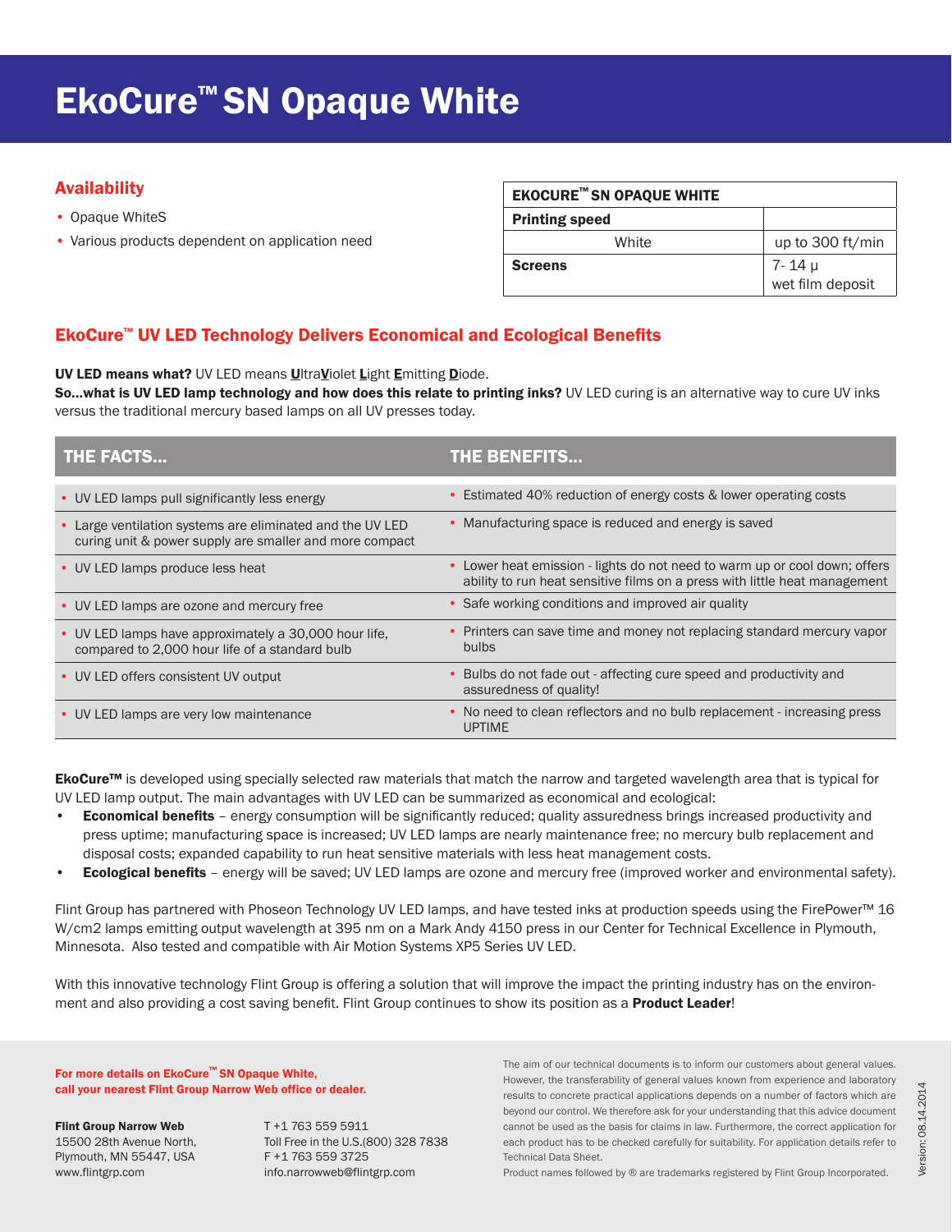# EkoCure™ SN Opaque White

## Availability

- Opaque WhiteS
- Various products dependent on application need

| EKOCURE™ SN OPAQUE WHITE | |
|---|---|
| **Printing speed** | |
| White | up to 300 ft/min |
| **Screens** | 7- 14 µ wet film deposit |

## EkoCure™ UV LED Technology Delivers Economical and Ecological Benefits

**UV LED means what?** UV LED means **U**ltra**V**iolet **L**ight **E**mitting **D**iode.
**So...what is UV LED lamp technology and how does this relate to printing inks?** UV LED curing is an alternative way to cure UV inks versus the traditional mercury based lamps on all UV presses today.

| THE FACTS... | THE BENEFITS... |
|---|---|
| • UV LED lamps pull significantly less energy | • Estimated 40% reduction of energy costs & lower operating costs |
| • Large ventilation systems are eliminated and the UV LED curing unit & power supply are smaller and more compact | • Manufacturing space is reduced and energy is saved |
| • UV LED lamps produce less heat | • Lower heat emission - lights do not need to warm up or cool down; offers ability to run heat sensitive films on a press with little heat management |
| • UV LED lamps are ozone and mercury free | • Safe working conditions and improved air quality |
| • UV LED lamps have approximately a 30,000 hour life, compared to 2,000 hour life of a standard bulb | • Printers can save time and money not replacing standard mercury vapor bulbs |
| • UV LED offers consistent UV output | • Bulbs do not fade out - affecting cure speed and productivity and assuredness of quality! |
| • UV LED lamps are very low maintenance | • No need to clean reflectors and no bulb replacement - increasing press UPTIME |

**EkoCure™** is developed using specially selected raw materials that match the narrow and targeted wavelength area that is typical for UV LED lamp output. The main advantages with UV LED can be summarized as economical and ecological:

- **Economical benefits** – energy consumption will be significantly reduced; quality assuredness brings increased productivity and press uptime; manufacturing space is increased; UV LED lamps are nearly maintenance free; no mercury bulb replacement and disposal costs; expanded capability to run heat sensitive materials with less heat management costs.
- **Ecological benefits** – energy will be saved; UV LED lamps are ozone and mercury free (improved worker and environmental safety).

Flint Group has partnered with Phoseon Technology UV LED lamps, and have tested inks at production speeds using the FirePower™ 16 W/cm2 lamps emitting output wavelength at 395 nm on a Mark Andy 4150 press in our Center for Technical Excellence in Plymouth, Minnesota. Also tested and compatible with Air Motion Systems XP5 Series UV LED.

With this innovative technology Flint Group is offering a solution that will improve the impact the printing industry has on the environment and also providing a cost saving benefit. Flint Group continues to show its position as a **Product Leader**!

**For more details on EkoCure™ SN Opaque White, call your nearest Flint Group Narrow Web office or dealer.**

**Flint Group Narrow Web**
15500 28th Avenue North,
Plymouth, MN 55447, USA
www.flintgrp.com

T +1 763 559 5911
Toll Free in the U.S.(800) 328 7838
F +1 763 559 3725
info.narrowweb@flintgrp.com

The aim of our technical documents is to inform our customers about general values. However, the transferability of general values known from experience and laboratory results to concrete practical applications depends on a number of factors which are beyond our control. We therefore ask for your understanding that this advice document cannot be used as the basis for claims in law. Furthermore, the correct application for each product has to be checked carefully for suitability. For application details refer to Technical Data Sheet.
Product names followed by ® are trademarks registered by Flint Group Incorporated.

Version: 08.14.2014